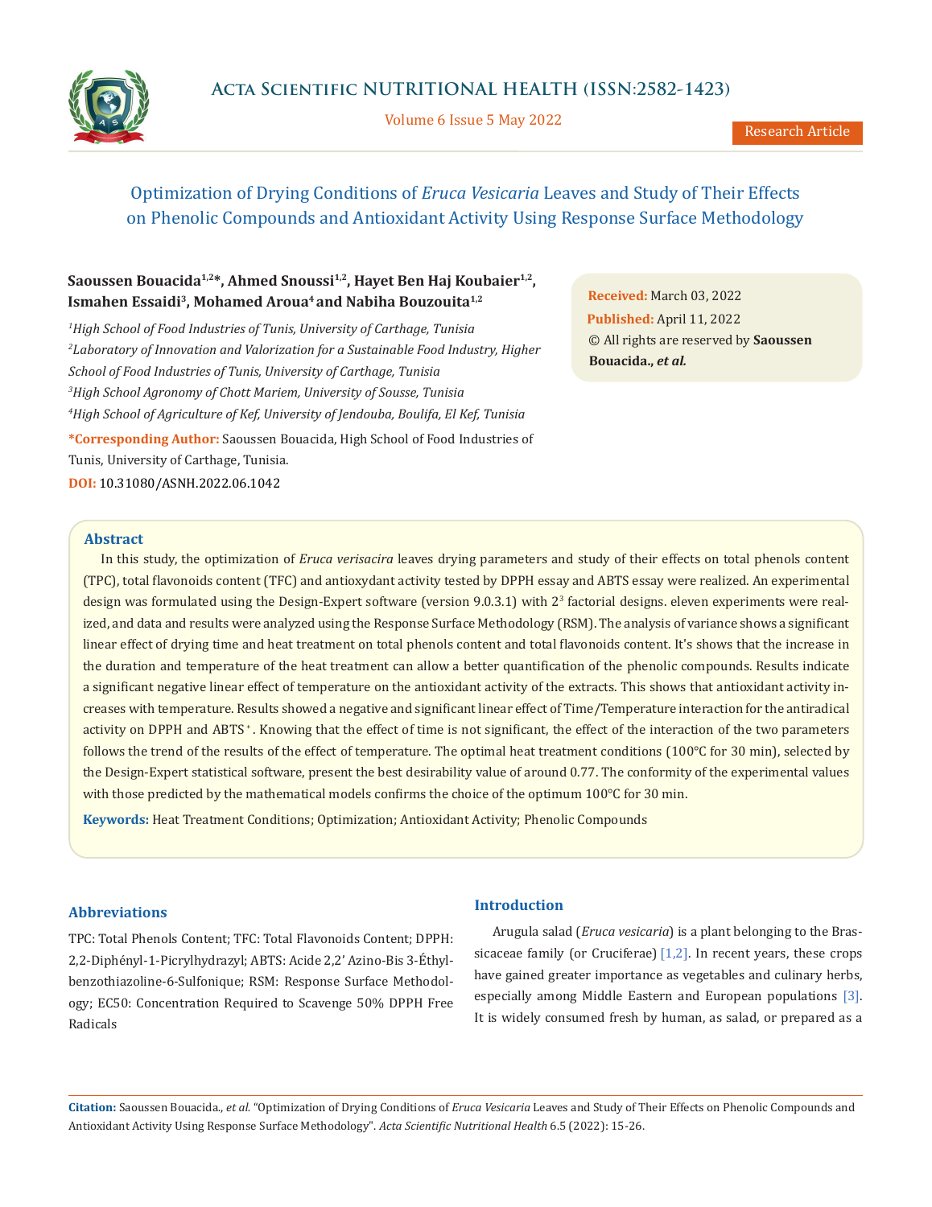# Optimization of Drying Conditions of *Eruca Vesicaria* Leaves and Study of Their Effects on Phenolic Compounds and Antioxidant Activity Using Response Surface Methodology

**Saoussen Bouacida[1,2]*, Ahmed Snoussi[1,2], Hayet Ben Haj Koubaier[1,2], Ismahen Essaidi[3], Mohamed Aroua[4] and Nabiha Bouzouita[1,2]**

[1]*High School of Food Industries of Tunis, University of Carthage, Tunisia*

[2]*Laboratory of Innovation and Valorization for a Sustainable Food Industry, Higher School of Food Industries of Tunis, University of Carthage, Tunisia*

[3]*High School Agronomy of Chott Mariem, University of Sousse, Tunisia*

[4]*High School of Agriculture of Kef, University of Jendouba, Boulifa, El Kef, Tunisia*

**\*Corresponding Author:** Saoussen Bouacida, High School of Food Industries of Tunis, University of Carthage, Tunisia.

**DOI:** 10.31080/ASNH.2022.06.1042

**Received:** March 03, 2022
**Published:** April 11, 2022
© All rights are reserved by **Saoussen Bouacida., *et al.***

## Abstract

In this study, the optimization of *Eruca verisacira* leaves drying parameters and study of their effects on total phenols content (TPC), total flavonoids content (TFC) and antioxydant activity tested by DPPH essay and ABTS essay were realized. An experimental design was formulated using the Design-Expert software (version 9.0.3.1) with $2^3$ factorial designs. eleven experiments were realized, and data and results were analyzed using the Response Surface Methodology (RSM). The analysis of variance shows a significant linear effect of drying time and heat treatment on total phenols content and total flavonoids content. It's shows that the increase in the duration and temperature of the heat treatment can allow a better quantification of the phenolic compounds. Results indicate a significant negative linear effect of temperature on the antioxidant activity of the extracts. This shows that antioxidant activity increases with temperature. Results showed a negative and significant linear effect of Time/Temperature interaction for the antiradical activity on DPPH and $ABTS^{+}$. Knowing that the effect of time is not significant, the effect of the interaction of the two parameters follows the trend of the results of the effect of temperature. The optimal heat treatment conditions (100°C for 30 min), selected by the Design-Expert statistical software, present the best desirability value of around 0.77. The conformity of the experimental values with those predicted by the mathematical models confirms the choice of the optimum 100°C for 30 min.

**Keywords:** Heat Treatment Conditions; Optimization; Antioxidant Activity; Phenolic Compounds

## Abbreviations

TPC: Total Phenols Content; TFC: Total Flavonoids Content; DPPH: 2,2-Diphényl-1-Picrylhydrazyl; ABTS: Acide 2,2' Azino-Bis 3-Éthyl-benzothiazoline-6-Sulfonique; RSM: Response Surface Methodology; EC50: Concentration Required to Scavenge 50% DPPH Free Radicals

## Introduction

Arugula salad (*Eruca vesicaria*) is a plant belonging to the Brassicaceae family (or Cruciferae) [1,2]. In recent years, these crops have gained greater importance as vegetables and culinary herbs, especially among Middle Eastern and European populations [3]. It is widely consumed fresh by human, as salad, or prepared as a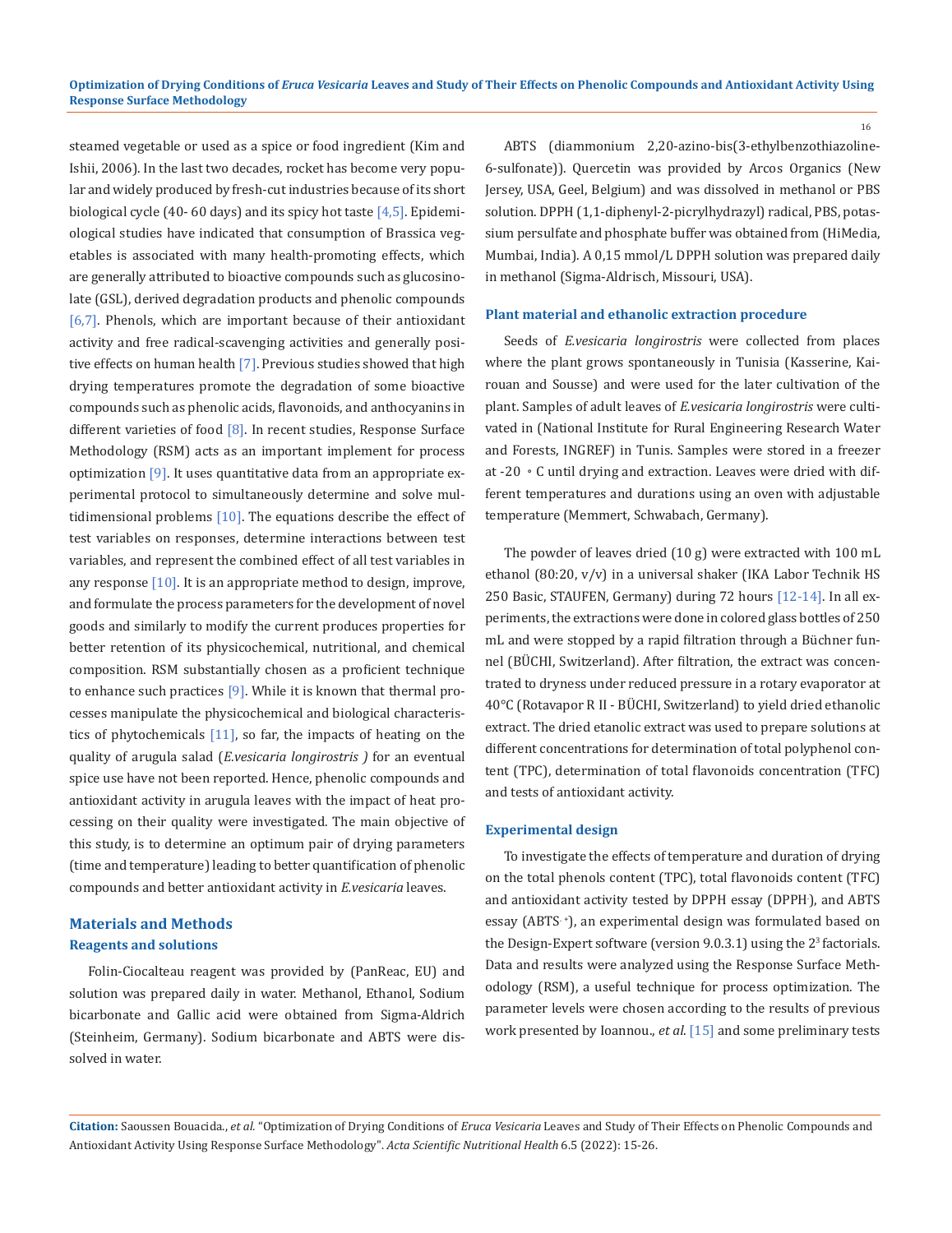steamed vegetable or used as a spice or food ingredient (Kim and Ishii, 2006). In the last two decades, rocket has become very popular and widely produced by fresh-cut industries because of its short biological cycle (40- 60 days) and its spicy hot taste [4,5]. Epidemiological studies have indicated that consumption of Brassica vegetables is associated with many health-promoting effects, which are generally attributed to bioactive compounds such as glucosinolate (GSL), derived degradation products and phenolic compounds [6,7]. Phenols, which are important because of their antioxidant activity and free radical-scavenging activities and generally positive effects on human health [7]. Previous studies showed that high drying temperatures promote the degradation of some bioactive compounds such as phenolic acids, flavonoids, and anthocyanins in different varieties of food [8]. In recent studies, Response Surface Methodology (RSM) acts as an important implement for process optimization [9]. It uses quantitative data from an appropriate experimental protocol to simultaneously determine and solve multidimensional problems [10]. The equations describe the effect of test variables on responses, determine interactions between test variables, and represent the combined effect of all test variables in any response [10]. It is an appropriate method to design, improve, and formulate the process parameters for the development of novel goods and similarly to modify the current produces properties for better retention of its physicochemical, nutritional, and chemical composition. RSM substantially chosen as a proficient technique to enhance such practices [9]. While it is known that thermal processes manipulate the physicochemical and biological characteristics of phytochemicals [11], so far, the impacts of heating on the quality of arugula salad (*E.vesicaria longirostris )* for an eventual spice use have not been reported. Hence, phenolic compounds and antioxidant activity in arugula leaves with the impact of heat processing on their quality were investigated. The main objective of this study, is to determine an optimum pair of drying parameters (time and temperature) leading to better quantification of phenolic compounds and better antioxidant activity in *E.vesicaria* leaves.

## Materials and Methods

### Reagents and solutions

Folin-Ciocalteau reagent was provided by (PanReac, EU) and solution was prepared daily in water. Methanol, Ethanol, Sodium bicarbonate and Gallic acid were obtained from Sigma-Aldrich (Steinheim, Germany). Sodium bicarbonate and ABTS were dissolved in water.

ABTS (diammonium 2,20-azino-bis(3-ethylbenzothiazoline-6-sulfonate)). Quercetin was provided by Arcos Organics (New Jersey, USA, Geel, Belgium) and was dissolved in methanol or PBS solution. DPPH (1,1-diphenyl-2-picrylhydrazyl) radical, PBS, potassium persulfate and phosphate buffer was obtained from (HiMedia, Mumbai, India). A 0,15 mmol/L DPPH solution was prepared daily in methanol (Sigma-Aldrisch, Missouri, USA).

### Plant material and ethanolic extraction procedure

Seeds of *E.vesicaria longirostris* were collected from places where the plant grows spontaneously in Tunisia (Kasserine, Kairouan and Sousse) and were used for the later cultivation of the plant. Samples of adult leaves of *E.vesicaria longirostris* were cultivated in (National Institute for Rural Engineering Research Water and Forests, INGREF) in Tunis. Samples were stored in a freezer at -20 ∘ C until drying and extraction. Leaves were dried with different temperatures and durations using an oven with adjustable temperature (Memmert, Schwabach, Germany).

The powder of leaves dried (10 g) were extracted with 100 mL ethanol (80:20, v/v) in a universal shaker (IKA Labor Technik HS 250 Basic, STAUFEN, Germany) during 72 hours [12-14]. In all experiments, the extractions were done in colored glass bottles of 250 mL and were stopped by a rapid filtration through a Büchner funnel (BÜCHI, Switzerland). After filtration, the extract was concentrated to dryness under reduced pressure in a rotary evaporator at 40°C (Rotavapor R II - BÜCHI, Switzerland) to yield dried ethanolic extract. The dried etanolic extract was used to prepare solutions at different concentrations for determination of total polyphenol content (TPC), determination of total flavonoids concentration (TFC) and tests of antioxidant activity.

### Experimental design

To investigate the effects of temperature and duration of drying on the total phenols content (TPC), total flavonoids content (TFC) and antioxidant activity tested by DPPH essay ($DPPH^{\cdot}$), and ABTS essay ($ABTS^{\cdot+}$), an experimental design was formulated based on the Design-Expert software (version 9.0.3.1) using the $2^3$ factorials. Data and results were analyzed using the Response Surface Methodology (RSM), a useful technique for process optimization. The parameter levels were chosen according to the results of previous work presented by Ioannou., *et al*. [15] and some preliminary tests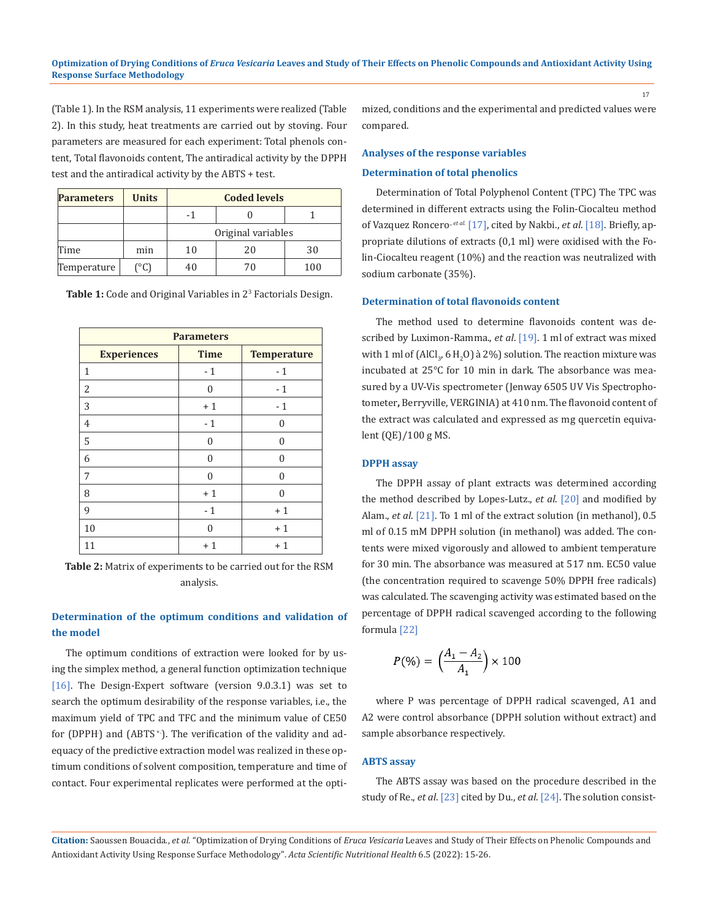(Table 1). In the RSM analysis, 11 experiments were realized (Table 2). In this study, heat treatments are carried out by stoving. Four parameters are measured for each experiment: Total phenols content, Total flavonoids content, The antiradical activity by the DPPH test and the antiradical activity by the ABTS + test.

| Parameters | Units | Coded levels | | |
|---|---|---|---|---|
| | | -1 | 0 | 1 |
| | | Original variables | | |
| Time | min | 10 | 20 | 30 |
| Temperature | (°C) | 40 | 70 | 100 |

**Table 1:** Code and Original Variables in $2^3$ Factorials Design.

| Parameters | | |
|---|---|---|
| **Experiences** | **Time** | **Temperature** |
| 1 | - 1 | - 1 |
| 2 | 0 | - 1 |
| 3 | + 1 | - 1 |
| 4 | - 1 | 0 |
| 5 | 0 | 0 |
| 6 | 0 | 0 |
| 7 | 0 | 0 |
| 8 | + 1 | 0 |
| 9 | - 1 | + 1 |
| 10 | 0 | + 1 |
| 11 | + 1 | + 1 |

**Table 2:** Matrix of experiments to be carried out for the RSM analysis.

## Determination of the optimum conditions and validation of the model

The optimum conditions of extraction were looked for by using the simplex method, a general function optimization technique [16]. The Design-Expert software (version 9.0.3.1) was set to search the optimum desirability of the response variables, i.e., the maximum yield of TPC and TFC and the minimum value of CE50 for (DPPH) and (ABTS$^{+\cdot}$). The verification of the validity and adequacy of the predictive extraction model was realized in these optimum conditions of solvent composition, temperature and time of contact. Four experimental replicates were performed at the optimized, conditions and the experimental and predicted values were compared.

## Analyses of the response variables

### Determination of total phenolics

Determination of Total Polyphenol Content (TPC) The TPC was determined in different extracts using the Folin-Ciocalteu method of Vazquez Roncero-*et al.* [17], cited by Nakbi., *et al.* [18]. Briefly, appropriate dilutions of extracts (0,1 ml) were oxidised with the Folin-Ciocalteu reagent (10%) and the reaction was neutralized with sodium carbonate (35%).

### Determination of total flavonoids content

The method used to determine flavonoids content was described by Luximon-Ramma., *et al.* [19]. 1 ml of extract was mixed with 1 ml of ($AlCl_3$, 6 $H_2O$) à 2%) solution. The reaction mixture was incubated at 25°C for 10 min in dark. The absorbance was measured by a UV-Vis spectrometer (Jenway 6505 UV Vis Spectrophotometer**,** Berryville, VERGINIA) at 410 nm. The flavonoid content of the extract was calculated and expressed as mg quercetin equivalent (QE)/100 g MS.

### DPPH assay

The DPPH assay of plant extracts was determined according the method described by Lopes-Lutz., *et al.* [20] and modified by Alam., *et al.* [21]. To 1 ml of the extract solution (in methanol), 0.5 ml of 0.15 mM DPPH solution (in methanol) was added. The contents were mixed vigorously and allowed to ambient temperature for 30 min. The absorbance was measured at 517 nm. EC50 value (the concentration required to scavenge 50% DPPH free radicals) was calculated. The scavenging activity was estimated based on the percentage of DPPH radical scavenged according to the following formula [22]

$$P(\%) = \left(\frac{A_1 - A_2}{A_1}\right) \times 100$$

where P was percentage of DPPH radical scavenged, A1 and A2 were control absorbance (DPPH solution without extract) and sample absorbance respectively.

### ABTS assay

The ABTS assay was based on the procedure described in the study of Re., *et al.* [23] cited by Du., *et al.* [24]. The solution consist-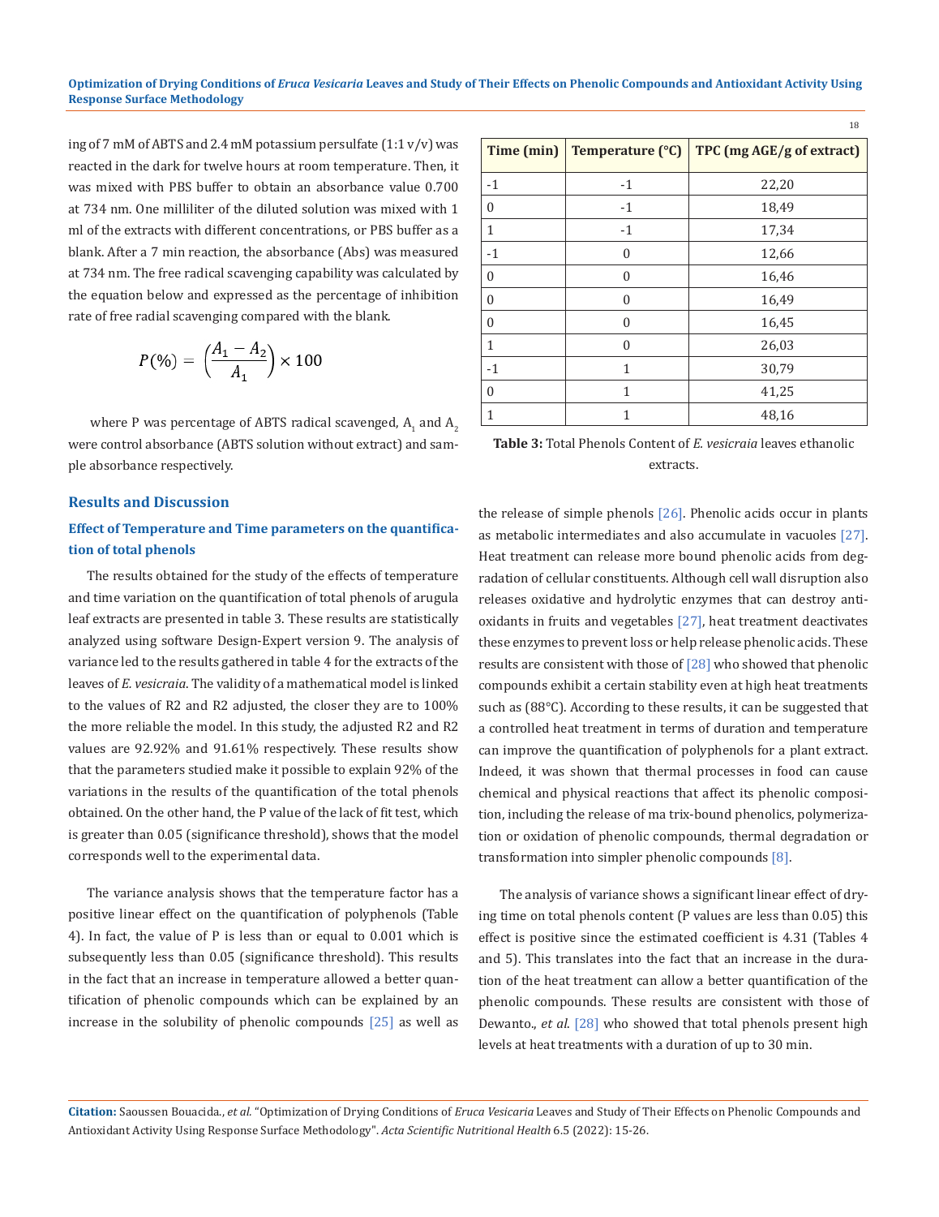ing of 7 mM of ABTS and 2.4 mM potassium persulfate (1:1 v/v) was reacted in the dark for twelve hours at room temperature. Then, it was mixed with PBS buffer to obtain an absorbance value 0.700 at 734 nm. One milliliter of the diluted solution was mixed with 1 ml of the extracts with different concentrations, or PBS buffer as a blank. After a 7 min reaction, the absorbance (Abs) was measured at 734 nm. The free radical scavenging capability was calculated by the equation below and expressed as the percentage of inhibition rate of free radial scavenging compared with the blank.

$$P(\%) = \left(\frac{A_1 - A_2}{A_1}\right) \times 100$$

where P was percentage of ABTS radical scavenged, $A_1$ and $A_2$ were control absorbance (ABTS solution without extract) and sample absorbance respectively.

## Results and Discussion

### Effect of Temperature and Time parameters on the quantification of total phenols

The results obtained for the study of the effects of temperature and time variation on the quantification of total phenols of arugula leaf extracts are presented in table 3. These results are statistically analyzed using software Design-Expert version 9. The analysis of variance led to the results gathered in table 4 for the extracts of the leaves of *E. vesicraia*. The validity of a mathematical model is linked to the values of R2 and R2 adjusted, the closer they are to 100% the more reliable the model. In this study, the adjusted R2 and R2 values are 92.92% and 91.61% respectively. These results show that the parameters studied make it possible to explain 92% of the variations in the results of the quantification of the total phenols obtained. On the other hand, the P value of the lack of fit test, which is greater than 0.05 (significance threshold), shows that the model corresponds well to the experimental data.

The variance analysis shows that the temperature factor has a positive linear effect on the quantification of polyphenols (Table 4). In fact, the value of P is less than or equal to 0.001 which is subsequently less than 0.05 (significance threshold). This results in the fact that an increase in temperature allowed a better quantification of phenolic compounds which can be explained by an increase in the solubility of phenolic compounds [25] as well as

| Time (min) | Temperature (°C) | TPC (mg AGE/g of extract) |
|---|---|---|
| -1 | -1 | 22,20 |
| 0 | -1 | 18,49 |
| 1 | -1 | 17,34 |
| -1 | 0 | 12,66 |
| 0 | 0 | 16,46 |
| 0 | 0 | 16,49 |
| 0 | 0 | 16,45 |
| 1 | 0 | 26,03 |
| -1 | 1 | 30,79 |
| 0 | 1 | 41,25 |
| 1 | 1 | 48,16 |

**Table 3:** Total Phenols Content of *E. vesicraia* leaves ethanolic extracts.

the release of simple phenols [26]. Phenolic acids occur in plants as metabolic intermediates and also accumulate in vacuoles [27]. Heat treatment can release more bound phenolic acids from degradation of cellular constituents. Although cell wall disruption also releases oxidative and hydrolytic enzymes that can destroy antioxidants in fruits and vegetables [27], heat treatment deactivates these enzymes to prevent loss or help release phenolic acids. These results are consistent with those of [28] who showed that phenolic compounds exhibit a certain stability even at high heat treatments such as (88°C). According to these results, it can be suggested that a controlled heat treatment in terms of duration and temperature can improve the quantification of polyphenols for a plant extract. Indeed, it was shown that thermal processes in food can cause chemical and physical reactions that affect its phenolic composition, including the release of ma trix-bound phenolics, polymerization or oxidation of phenolic compounds, thermal degradation or transformation into simpler phenolic compounds [8].

The analysis of variance shows a significant linear effect of drying time on total phenols content (P values are less than 0.05) this effect is positive since the estimated coefficient is 4.31 (Tables 4 and 5). This translates into the fact that an increase in the duration of the heat treatment can allow a better quantification of the phenolic compounds. These results are consistent with those of Dewanto., *et al*. [28] who showed that total phenols present high levels at heat treatments with a duration of up to 30 min.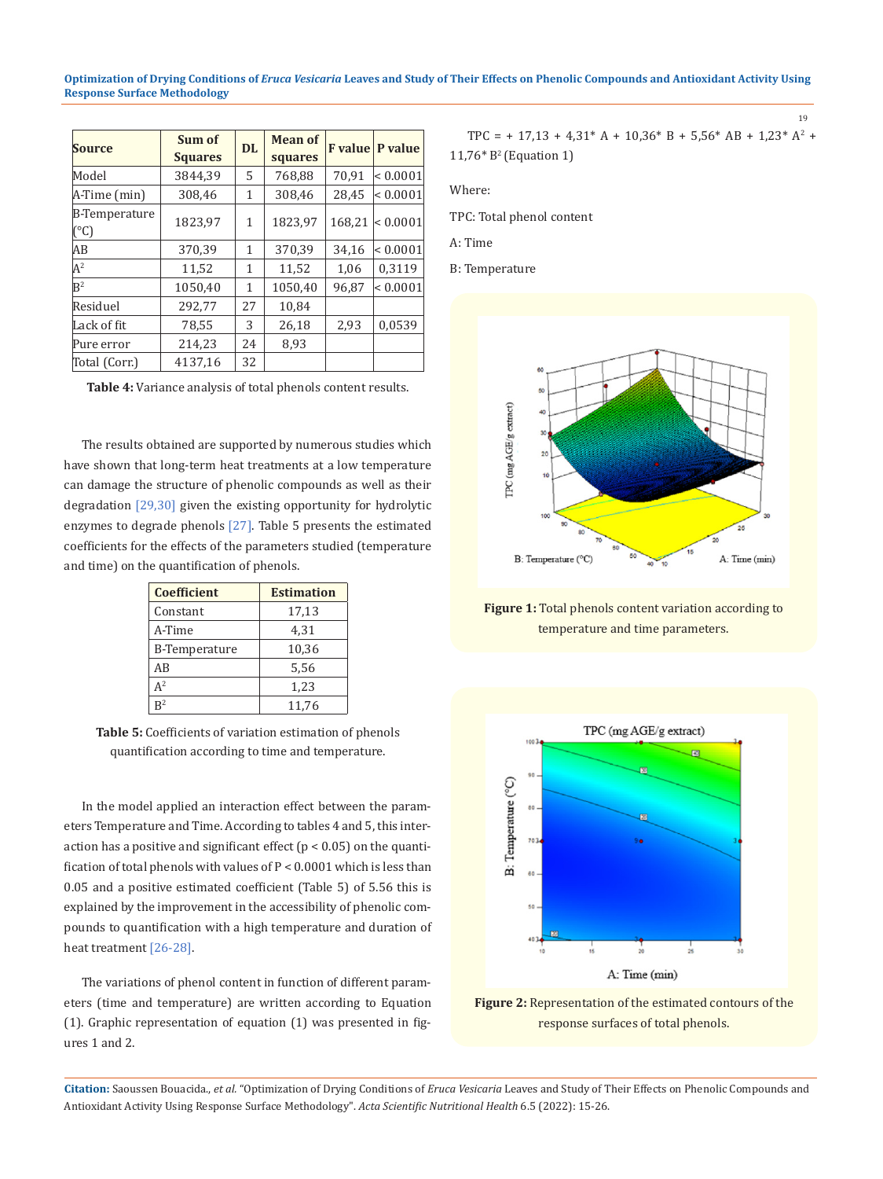| Source | Sum of Squares | DL | Mean of squares | F value | P value |
|---|---|---|---|---|---|
| Model | 3844,39 | 5 | 768,88 | 70,91 | < 0.0001 |
| A-Time (min) | 308,46 | 1 | 308,46 | 28,45 | < 0.0001 |
| B-Temperature (°C) | 1823,97 | 1 | 1823,97 | 168,21 | < 0.0001 |
| AB | 370,39 | 1 | 370,39 | 34,16 | < 0.0001 |
| $A^2$ | 11,52 | 1 | 11,52 | 1,06 | 0,3119 |
| $B^2$ | 1050,40 | 1 | 1050,40 | 96,87 | < 0.0001 |
| Residuel | 292,77 | 27 | 10,84 | | |
| Lack of fit | 78,55 | 3 | 26,18 | 2,93 | 0,0539 |
| Pure error | 214,23 | 24 | 8,93 | | |
| Total (Corr.) | 4137,16 | 32 | | | |

**Table 4:** Variance analysis of total phenols content results.

The results obtained are supported by numerous studies which have shown that long-term heat treatments at a low temperature can damage the structure of phenolic compounds as well as their degradation [29,30] given the existing opportunity for hydrolytic enzymes to degrade phenols [27]. Table 5 presents the estimated coefficients for the effects of the parameters studied (temperature and time) on the quantification of phenols.

| Coefficient | Estimation |
|---|---|
| Constant | 17,13 |
| A-Time | 4,31 |
| B-Temperature | 10,36 |
| AB | 5,56 |
| $A^2$ | 1,23 |
| $B^2$ | 11,76 |

**Table 5:** Coefficients of variation estimation of phenols quantification according to time and temperature.

In the model applied an interaction effect between the parameters Temperature and Time. According to tables 4 and 5, this interaction has a positive and significant effect ($p < 0.05$) on the quantification of total phenols with values of $P < 0.0001$ which is less than 0.05 and a positive estimated coefficient (Table 5) of 5.56 this is explained by the improvement in the accessibility of phenolic compounds to quantification with a high temperature and duration of heat treatment [26-28].

The variations of phenol content in function of different parameters (time and temperature) are written according to Equation (1). Graphic representation of equation (1) was presented in figures 1 and 2.

$$TPC = + 17{,}13 + 4{,}31 * A + 10{,}36 * B + 5{,}56 * AB + 1{,}23 * A^2 + 11{,}76 * B^2 \quad \text{(Equation 1)}$$

Where:

TPC: Total phenol content

A: Time

B: Temperature

**Figure 1:** Total phenols content variation according to temperature and time parameters.

**Figure 2:** Representation of the estimated contours of the response surfaces of total phenols.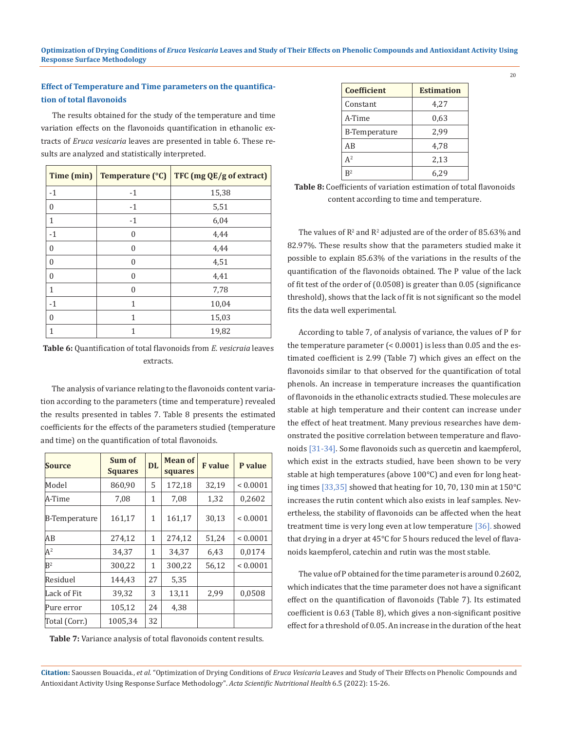### Effect of Temperature and Time parameters on the quantification of total flavonoids

The results obtained for the study of the temperature and time variation effects on the flavonoids quantification in ethanolic extracts of *Eruca vesicaria* leaves are presented in table 6. These results are analyzed and statistically interpreted.

| Time (min) | Temperature (°C) | TFC (mg QE/g of extract) |
|---|---|---|
| -1 | -1 | 15,38 |
| 0 | -1 | 5,51 |
| 1 | -1 | 6,04 |
| -1 | 0 | 4,44 |
| 0 | 0 | 4,44 |
| 0 | 0 | 4,51 |
| 0 | 0 | 4,41 |
| 1 | 0 | 7,78 |
| -1 | 1 | 10,04 |
| 0 | 1 | 15,03 |
| 1 | 1 | 19,82 |

**Table 6:** Quantification of total flavonoids from *E. vesicraia* leaves extracts.

The analysis of variance relating to the flavonoids content variation according to the parameters (time and temperature) revealed the results presented in tables 7. Table 8 presents the estimated coefficients for the effects of the parameters studied (temperature and time) on the quantification of total flavonoids.

| Source | Sum of Squares | DL | Mean of squares | F value | P value |
|---|---|---|---|---|---|
| Model | 860,90 | 5 | 172,18 | 32,19 | < 0.0001 |
| A-Time | 7,08 | 1 | 7,08 | 1,32 | 0,2602 |
| B-Temperature | 161,17 | 1 | 161,17 | 30,13 | < 0.0001 |
| AB | 274,12 | 1 | 274,12 | 51,24 | < 0.0001 |
| $A^2$ | 34,37 | 1 | 34,37 | 6,43 | 0,0174 |
| $B^2$ | 300,22 | 1 | 300,22 | 56,12 | < 0.0001 |
| Residuel | 144,43 | 27 | 5,35 | | |
| Lack of Fit | 39,32 | 3 | 13,11 | 2,99 | 0,0508 |
| Pure error | 105,12 | 24 | 4,38 | | |
| Total (Corr.) | 1005,34 | 32 | | | |

**Table 7:** Variance analysis of total flavonoids content results.

| Coefficient | Estimation |
|---|---|
| Constant | 4,27 |
| A-Time | 0,63 |
| B-Temperature | 2,99 |
| AB | 4,78 |
| $A^2$ | 2,13 |
| $B^2$ | 6,29 |

**Table 8:** Coefficients of variation estimation of total flavonoids content according to time and temperature.

The values of $R^2$ and $R^2$ adjusted are of the order of 85.63% and 82.97%. These results show that the parameters studied make it possible to explain 85.63% of the variations in the results of the quantification of the flavonoids obtained. The P value of the lack of fit test of the order of (0.0508) is greater than 0.05 (significance threshold), shows that the lack of fit is not significant so the model fits the data well experimental.

According to table 7, of analysis of variance, the values of P for the temperature parameter (< 0.0001) is less than 0.05 and the estimated coefficient is 2.99 (Table 7) which gives an effect on the flavonoids similar to that observed for the quantification of total phenols. An increase in temperature increases the quantification of flavonoids in the ethanolic extracts studied. These molecules are stable at high temperature and their content can increase under the effect of heat treatment. Many previous researches have demonstrated the positive correlation between temperature and flavonoids [31-34]. Some flavonoids such as quercetin and kaempferol, which exist in the extracts studied, have been shown to be very stable at high temperatures (above 100°C) and even for long heating times [33,35] showed that heating for 10, 70, 130 min at 150°C increases the rutin content which also exists in leaf samples. Nevertheless, the stability of flavonoids can be affected when the heat treatment time is very long even at low temperature [36]. showed that drying in a dryer at 45°C for 5 hours reduced the level of flavanoids kaempferol, catechin and rutin was the most stable.

The value of P obtained for the time parameter is around 0.2602, which indicates that the time parameter does not have a significant effect on the quantification of flavonoids (Table 7). Its estimated coefficient is 0.63 (Table 8), which gives a non-significant positive effect for a threshold of 0.05. An increase in the duration of the heat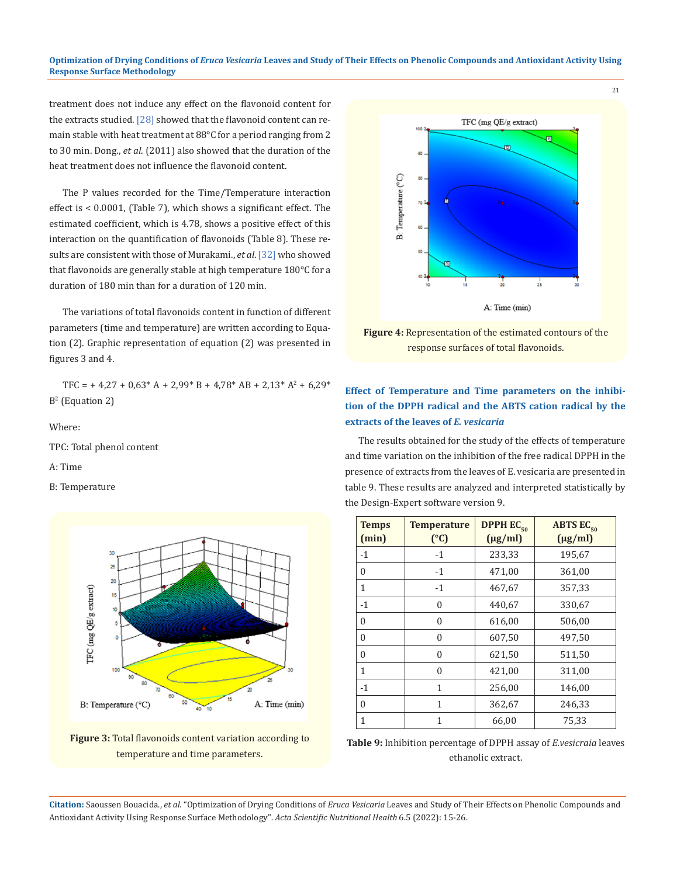treatment does not induce any effect on the flavonoid content for the extracts studied. [28] showed that the flavonoid content can remain stable with heat treatment at 88°C for a period ranging from 2 to 30 min. Dong., *et al*. (2011) also showed that the duration of the heat treatment does not influence the flavonoid content.

The P values recorded for the Time/Temperature interaction effect is < 0.0001, (Table 7), which shows a significant effect. The estimated coefficient, which is 4.78, shows a positive effect of this interaction on the quantification of flavonoids (Table 8). These results are consistent with those of Murakami., *et al*. [32] who showed that flavonoids are generally stable at high temperature 180°C for a duration of 180 min than for a duration of 120 min.

The variations of total flavonoids content in function of different parameters (time and temperature) are written according to Equation (2). Graphic representation of equation (2) was presented in figures 3 and 4.

$$TFC = + 4{,}27 + 0{,}63*A + 2{,}99*B + 4{,}78*AB + 2{,}13*A^2 + 6{,}29*B^2 \text{ (Equation 2)}$$

Where:

TPC: Total phenol content

A: Time

B: Temperature

**Figure 3:** Total flavonoids content variation according to temperature and time parameters.

**Figure 4:** Representation of the estimated contours of the response surfaces of total flavonoids.

### Effect of Temperature and Time parameters on the inhibition of the DPPH radical and the ABTS cation radical by the extracts of the leaves of *E. vesicaria*

The results obtained for the study of the effects of temperature and time variation on the inhibition of the free radical DPPH in the presence of extracts from the leaves of E. vesicaria are presented in table 9. These results are analyzed and interpreted statistically by the Design-Expert software version 9.

| Temps (min) | Temperature (°C) | DPPH $EC_{50}$ (µg/ml) | ABTS $EC_{50}$ (µg/ml) |
|---|---|---|---|
| -1 | -1 | 233,33 | 195,67 |
| 0 | -1 | 471,00 | 361,00 |
| 1 | -1 | 467,67 | 357,33 |
| -1 | 0 | 440,67 | 330,67 |
| 0 | 0 | 616,00 | 506,00 |
| 0 | 0 | 607,50 | 497,50 |
| 0 | 0 | 621,50 | 511,50 |
| 1 | 0 | 421,00 | 311,00 |
| -1 | 1 | 256,00 | 146,00 |
| 0 | 1 | 362,67 | 246,33 |
| 1 | 1 | 66,00 | 75,33 |

**Table 9:** Inhibition percentage of DPPH assay of *E.vesicraia* leaves ethanolic extract.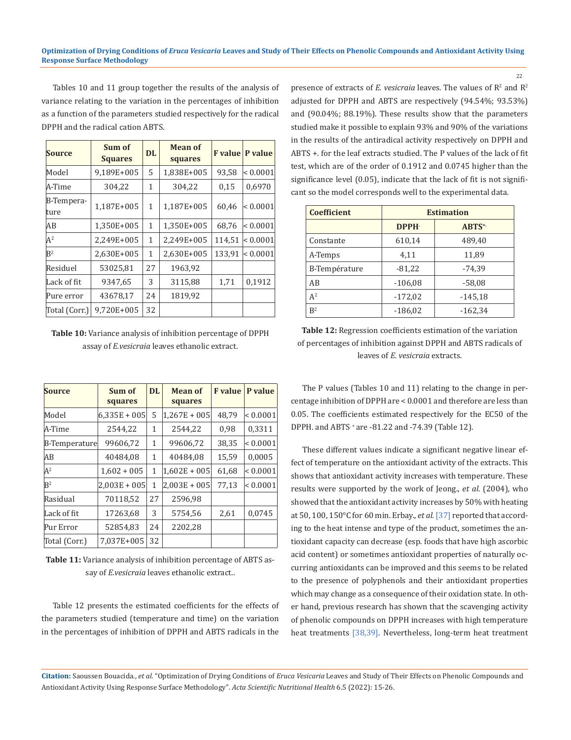Tables 10 and 11 group together the results of the analysis of variance relating to the variation in the percentages of inhibition as a function of the parameters studied respectively for the radical DPPH and the radical cation ABTS.

| Source | Sum of Squares | DL | Mean of squares | F value | P value |
|---|---|---|---|---|---|
| Model | 9,189E+005 | 5 | 1,838E+005 | 93,58 | < 0.0001 |
| A-Time | 304,22 | 1 | 304,22 | 0,15 | 0,6970 |
| B-Temperature | 1,187E+005 | 1 | 1,187E+005 | 60,46 | < 0.0001 |
| AB | 1,350E+005 | 1 | 1,350E+005 | 68,76 | < 0.0001 |
| $A^2$ | 2,249E+005 | 1 | 2,249E+005 | 114,51 | < 0.0001 |
| $B^2$ | 2,630E+005 | 1 | 2,630E+005 | 133,91 | < 0.0001 |
| Residuel | 53025,81 | 27 | 1963,92 | | |
| Lack of fit | 9347,65 | 3 | 3115,88 | 1,71 | 0,1912 |
| Pure error | 43678,17 | 24 | 1819,92 | | |
| Total (Corr.) | 9,720E+005 | 32 | | | |

**Table 10:** Variance analysis of inhibition percentage of DPPH assay of *E.vesicraia* leaves ethanolic extract.

| Source | Sum of squares | DL | Mean of squares | F value | P value |
|---|---|---|---|---|---|
| Model | 6,335E + 005 | 5 | 1,267E + 005 | 48,79 | < 0.0001 |
| A-Time | 2544,22 | 1 | 2544,22 | 0,98 | 0,3311 |
| B-Temperature | 99606,72 | 1 | 99606,72 | 38,35 | < 0.0001 |
| AB | 40484,08 | 1 | 40484,08 | 15,59 | 0,0005 |
| $A^2$ | 1,602 + 005 | 1 | 1,602E + 005 | 61,68 | < 0.0001 |
| $B^2$ | 2,003E + 005 | 1 | 2,003E + 005 | 77,13 | < 0.0001 |
| Rasidual | 70118,52 | 27 | 2596,98 | | |
| Lack of fit | 17263,68 | 3 | 5754,56 | 2,61 | 0,0745 |
| Pur Error | 52854,83 | 24 | 2202,28 | | |
| Total (Corr.) | 7,037E+005 | 32 | | | |

**Table 11:** Variance analysis of inhibition percentage of ABTS assay of *E.vesicraia* leaves ethanolic extract..

Table 12 presents the estimated coefficients for the effects of the parameters studied (temperature and time) on the variation in the percentages of inhibition of DPPH and ABTS radicals in the presence of extracts of *E. vesicraia* leaves. The values of $R^2$ and $R^2$ adjusted for DPPH and ABTS are respectively (94.54%; 93.53%) and (90.04%; 88.19%). These results show that the parameters studied make it possible to explain 93% and 90% of the variations in the results of the antiradical activity respectively on DPPH and ABTS +. for the leaf extracts studied. The P values of the lack of fit test, which are of the order of 0.1912 and 0.0745 higher than the significance level (0.05), indicate that the lack of fit is not significant so the model corresponds well to the experimental data.

| Coefficient | Estimation | |
|---|---|---|
| | $DPPH^{\cdot}$ | $ABTS^{+\cdot}$ |
| Constante | 610,14 | 489,40 |
| A-Temps | 4,11 | 11,89 |
| B-Température | -81,22 | -74,39 |
| AB | -106,08 | -58,08 |
| $A^2$ | -172,02 | -145,18 |
| $B^2$ | -186,02 | -162,34 |

**Table 12:** Regression coefficients estimation of the variation of percentages of inhibition against DPPH and ABTS radicals of leaves of *E. vesicraia* extracts.

The P values (Tables 10 and 11) relating to the change in percentage inhibition of DPPH are < 0.0001 and therefore are less than 0.05. The coefficients estimated respectively for the EC50 of the DPPH. and $ABTS^{\cdot+}$ are -81.22 and -74.39 (Table 12).

These different values indicate a significant negative linear effect of temperature on the antioxidant activity of the extracts. This shows that antioxidant activity increases with temperature. These results were supported by the work of Jeong., *et al*. (2004), who showed that the antioxidant activity increases by 50% with heating at 50, 100, 150°C for 60 min. Erbay., *et al.* [37] reported that according to the heat intense and type of the product, sometimes the antioxidant capacity can decrease (esp. foods that have high ascorbic acid content) or sometimes antioxidant properties of naturally occurring antioxidants can be improved and this seems to be related to the presence of polyphenols and their antioxidant properties which may change as a consequence of their oxidation state. In other hand, previous research has shown that the scavenging activity of phenolic compounds on DPPH increases with high temperature heat treatments [38,39]. Nevertheless, long-term heat treatment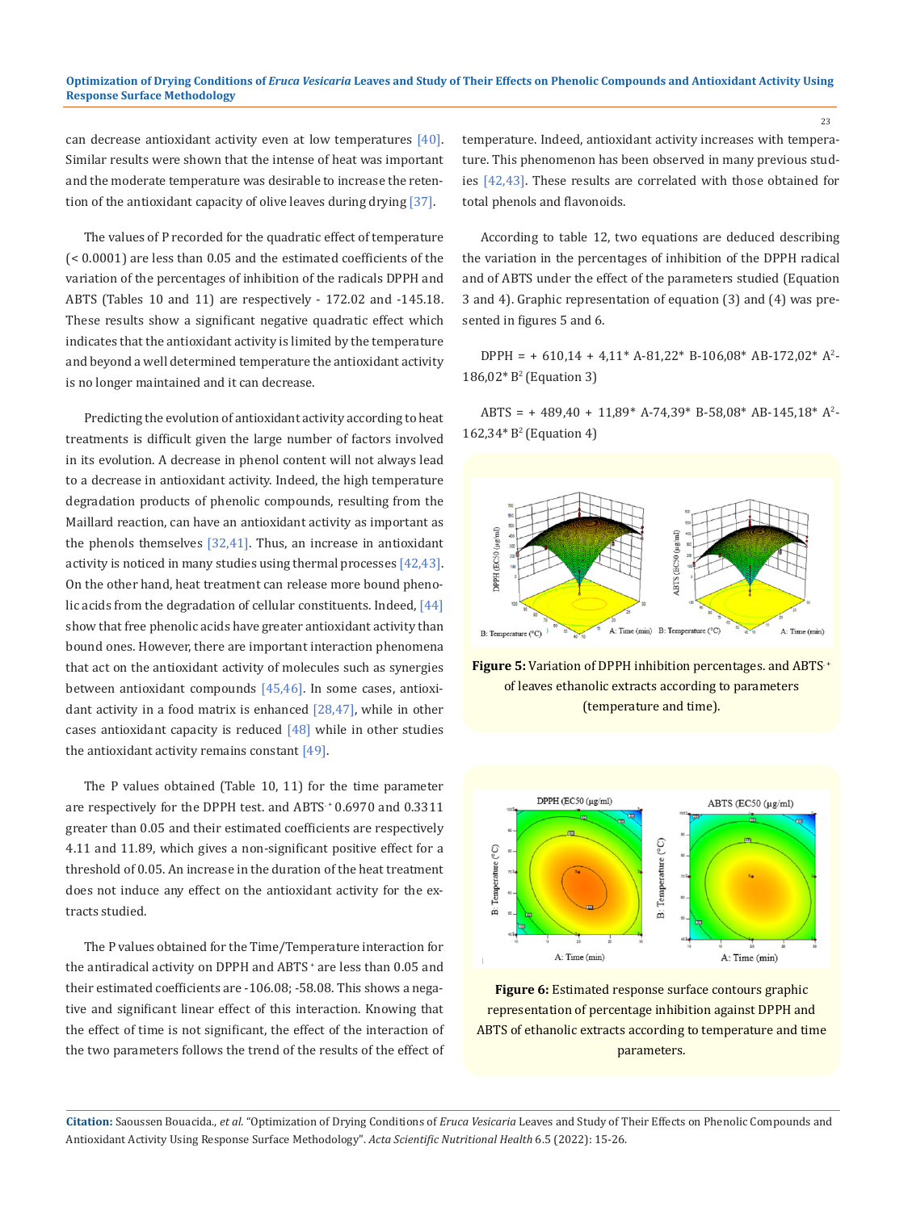can decrease antioxidant activity even at low temperatures [40]. Similar results were shown that the intense of heat was important and the moderate temperature was desirable to increase the retention of the antioxidant capacity of olive leaves during drying [37].

The values of P recorded for the quadratic effect of temperature (< 0.0001) are less than 0.05 and the estimated coefficients of the variation of the percentages of inhibition of the radicals DPPH and ABTS (Tables 10 and 11) are respectively - 172.02 and -145.18. These results show a significant negative quadratic effect which indicates that the antioxidant activity is limited by the temperature and beyond a well determined temperature the antioxidant activity is no longer maintained and it can decrease.

Predicting the evolution of antioxidant activity according to heat treatments is difficult given the large number of factors involved in its evolution. A decrease in phenol content will not always lead to a decrease in antioxidant activity. Indeed, the high temperature degradation products of phenolic compounds, resulting from the Maillard reaction, can have an antioxidant activity as important as the phenols themselves [32,41]. Thus, an increase in antioxidant activity is noticed in many studies using thermal processes [42,43]. On the other hand, heat treatment can release more bound phenolic acids from the degradation of cellular constituents. Indeed, [44] show that free phenolic acids have greater antioxidant activity than bound ones. However, there are important interaction phenomena that act on the antioxidant activity of molecules such as synergies between antioxidant compounds [45,46]. In some cases, antioxidant activity in a food matrix is enhanced [28,47], while in other cases antioxidant capacity is reduced [48] while in other studies the antioxidant activity remains constant [49].

The P values obtained (Table 10, 11) for the time parameter are respectively for the DPPH test. and $ABTS^{\cdot+}$ 0.6970 and 0.3311 greater than 0.05 and their estimated coefficients are respectively 4.11 and 11.89, which gives a non-significant positive effect for a threshold of 0.05. An increase in the duration of the heat treatment does not induce any effect on the antioxidant activity for the extracts studied.

The P values obtained for the Time/Temperature interaction for the antiradical activity on DPPH and $ABTS^{+}$ are less than 0.05 and their estimated coefficients are -106.08; -58.08. This shows a negative and significant linear effect of this interaction. Knowing that the effect of time is not significant, the effect of the interaction of the two parameters follows the trend of the results of the effect of temperature. Indeed, antioxidant activity increases with temperature. This phenomenon has been observed in many previous studies [42,43]. These results are correlated with those obtained for total phenols and flavonoids.

According to table 12, two equations are deduced describing the variation in the percentages of inhibition of the DPPH radical and of ABTS under the effect of the parameters studied (Equation 3 and 4). Graphic representation of equation (3) and (4) was presented in figures 5 and 6.

$$DPPH = + 610,14 + 4,11 * A - 81,22 * B - 106,08 * AB - 172,02 * A^2 - 186,02 * B^2 \quad \text{(Equation 3)}$$

$$ABTS = + 489,40 + 11,89 * A - 74,39 * B - 58,08 * AB - 145,18 * A^2 - 162,34 * B^2 \quad \text{(Equation 4)}$$

**Figure 5:** Variation of DPPH inhibition percentages. and $ABTS^{\cdot+}$ of leaves ethanolic extracts according to parameters (temperature and time).

**Figure 6:** Estimated response surface contours graphic representation of percentage inhibition against DPPH and ABTS of ethanolic extracts according to temperature and time parameters.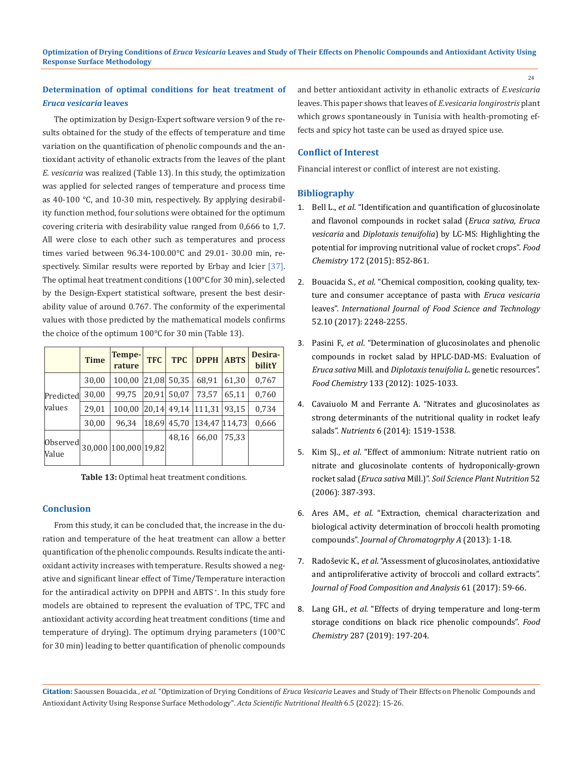### Determination of optimal conditions for heat treatment of *Eruca vesicaria* leaves

The optimization by Design-Expert software version 9 of the results obtained for the study of the effects of temperature and time variation on the quantification of phenolic compounds and the antioxidant activity of ethanolic extracts from the leaves of the plant *E. vesicaria* was realized (Table 13). In this study, the optimization was applied for selected ranges of temperature and process time as 40-100 °C, and 10-30 min, respectively. By applying desirability function method, four solutions were obtained for the optimum covering criteria with desirability value ranged from 0,666 to 1,7. All were close to each other such as temperatures and process times varied between 96.34-100.00°C and 29.01- 30.00 min, respectively. Similar results were reported by Erbay and Icier [37]. The optimal heat treatment conditions (100°C for 30 min), selected by the Design-Expert statistical software, present the best desirability value of around 0.767. The conformity of the experimental values with those predicted by the mathematical models confirms the choice of the optimum 100°C for 30 min (Table 13).

| | Time | Temperature | TFC | TPC | DPPH | ABTS | DesirabilitY |
|---|---|---|---|---|---|---|---|
| Predicted values | 30,00 | 100,00 | 21,08 | 50,35 | 68,91 | 61,30 | 0,767 |
| | 30,00 | 99,75 | 20,91 | 50,07 | 73,57 | 65,11 | 0,760 |
| | 29,01 | 100,00 | 20,14 | 49,14 | 111,31 | 93,15 | 0,734 |
| | 30,00 | 96,34 | 18,69 | 45,70 | 134,47 | 114,73 | 0,666 |
| Observed Value | 30,000 | 100,000 | 19,82 | 48,16 | 66,00 | 75,33 | |

**Table 13:** Optimal heat treatment conditions.

## Conclusion

From this study, it can be concluded that, the increase in the duration and temperature of the heat treatment can allow a better quantification of the phenolic compounds. Results indicate the antioxidant activity increases with temperature. Results showed a negative and significant linear effect of Time/Temperature interaction for the antiradical activity on DPPH and $ABTS^{+}$. In this study fore models are obtained to represent the evaluation of TPC, TFC and antioxidant activity according heat treatment conditions (time and temperature of drying). The optimum drying parameters (100°C for 30 min) leading to better quantification of phenolic compounds and better antioxidant activity in ethanolic extracts of *E.vesicaria* leaves. This paper shows that leaves of *E.vesicaria longirostris* plant which grows spontaneously in Tunisia with health-promoting effects and spicy hot taste can be used as drayed spice use.

## Conflict of Interest

Financial interest or conflict of interest are not existing.

## Bibliography

1. Bell L., *et al*. "Identification and quantification of glucosinolate and flavonol compounds in rocket salad (*Eruca sativa*, *Eruca vesicaria* and *Diplotaxis tenuifolia*) by LC-MS: Highlighting the potential for improving nutritional value of rocket crops". *Food Chemistry* 172 (2015): 852-861.
2. Bouacida S., *et al*. "Chemical composition, cooking quality, texture and consumer acceptance of pasta with *Eruca vesicaria* leaves". *International Journal of Food Science and Technology* 52.10 (2017): 2248-2255.
3. Pasini F., *et al*. "Determination of glucosinolates and phenolic compounds in rocket salad by HPLC-DAD-MS: Evaluation of *Eruca sativa* Mill. and *Diplotaxis tenuifolia L.* genetic resources". *Food Chemistry* 133 (2012): 1025-1033.
4. Cavaiuolo M and Ferrante A. "Nitrates and glucosinolates as strong determinants of the nutritional quality in rocket leafy salads". *Nutrients* 6 (2014): 1519-1538.
5. Kim SJ., *et al*. "Effect of ammonium: Nitrate nutrient ratio on nitrate and glucosinolate contents of hydroponically-grown rocket salad (*Eruca sativa* Mill.)". *Soil Science Plant Nutrition* 52 (2006): 387-393.
6. Ares AM., *et al*. "Extraction, chemical characterization and biological activity determination of broccoli health promoting compounds". *Journal of Chromatogrphy A* (2013): 1-18.
7. Radoševic K., *et al*. "Assessment of glucosinolates, antioxidative and antiproliferative activity of broccoli and collard extracts". *Journal of Food Composition and Analysis* 61 (2017): 59-66.
8. Lang GH., *et al*. "Effects of drying temperature and long-term storage conditions on black rice phenolic compounds". *Food Chemistry* 287 (2019): 197-204.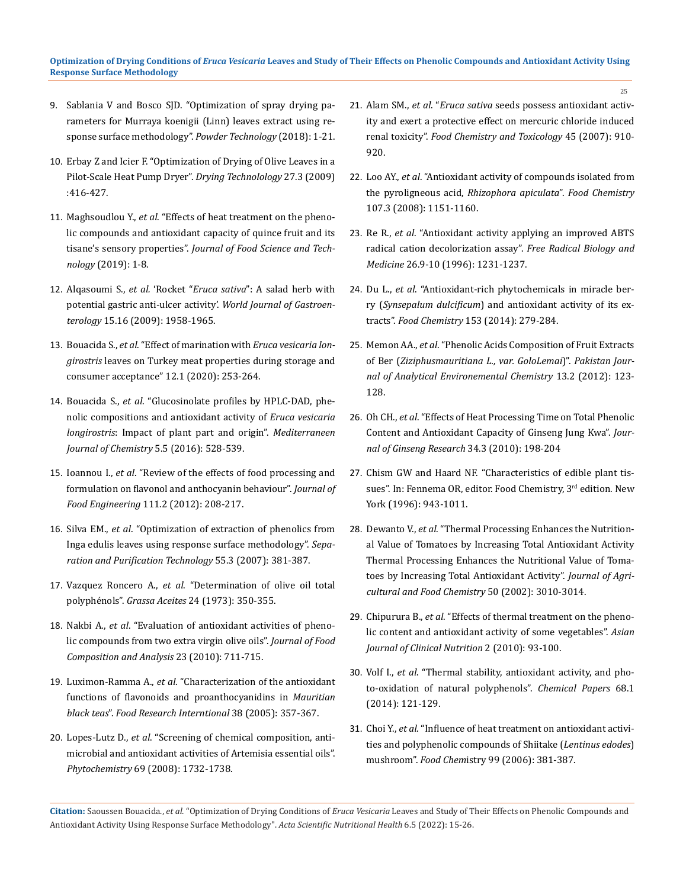9. Sablania V and Bosco SJD. "Optimization of spray drying parameters for Murraya koenigii (Linn) leaves extract using response surface methodology". *Powder Technology* (2018): 1-21.
10. Erbay Z and Icier F. "Optimization of Drying of Olive Leaves in a Pilot-Scale Heat Pump Dryer". *Drying Technolology* 27.3 (2009) :416-427.
11. Maghsoudlou Y., *et al.* "Effects of heat treatment on the phenolic compounds and antioxidant capacity of quince fruit and its tisane's sensory properties". *Journal of Food Science and Technology* (2019): 1-8.
12. Alqasoumi S., *et al.* 'Rocket "*Eruca sativa*": A salad herb with potential gastric anti-ulcer activity'. *World Journal of Gastroenterology* 15.16 (2009): 1958-1965.
13. Bouacida S., *et al*. "Effect of marination with *Eruca vesicaria longirostris* leaves on Turkey meat properties during storage and consumer acceptance" 12.1 (2020): 253-264.
14. Bouacida S., *et al*. "Glucosinolate profiles by HPLC-DAD, phenolic compositions and antioxidant activity of *Eruca vesicaria longirostris*: Impact of plant part and origin". *Mediterraneen Journal of Chemistry* 5.5 (2016): 528-539.
15. Ioannou I., *et al*. "Review of the effects of food processing and formulation on flavonol and anthocyanin behaviour". *Journal of Food Engineering* 111.2 (2012): 208-217.
16. Silva EM., *et al*. "Optimization of extraction of phenolics from Inga edulis leaves using response surface methodology". *Separation and Purification Technology* 55.3 (2007): 381-387.
17. Vazquez Roncero A., *et al*. "Determination of olive oil total polyphénols". *Grassa Aceites* 24 (1973): 350-355.
18. Nakbi A., *et al*. "Evaluation of antioxidant activities of phenolic compounds from two extra virgin olive oils". *Journal of Food Composition and Analysis* 23 (2010): 711-715.
19. Luximon-Ramma A., *et al*. "Characterization of the antioxidant functions of flavonoids and proanthocyanidins in *Mauritian black teas*". *Food Research Interntional* 38 (2005): 357-367.
20. Lopes-Lutz D., *et al*. "Screening of chemical composition, antimicrobial and antioxidant activities of Artemisia essential oils". *Phytochemistry* 69 (2008): 1732-1738.
21. Alam SM., *et al*. "*Eruca sativa* seeds possess antioxidant activity and exert a protective effect on mercuric chloride induced renal toxicity". *Food Chemistry and Toxicology* 45 (2007): 910-920.
22. Loo AY., *et al*. "Antioxidant activity of compounds isolated from the pyroligneous acid, *Rhizophora apiculata*". *Food Chemistry* 107.3 (2008): 1151-1160.
23. Re R., *et al*. "Antioxidant activity applying an improved ABTS radical cation decolorization assay". *Free Radical Biology and Medicine* 26.9-10 (1996): 1231-1237.
24. Du L., *et al*. "Antioxidant-rich phytochemicals in miracle berry (*Synsepalum dulcificum*) and antioxidant activity of its extracts". *Food Chemistry* 153 (2014): 279-284.
25. Memon AA., *et al*. "Phenolic Acids Composition of Fruit Extracts of Ber (*Ziziphusmauritiana L., var. GoloLemai*)". *Pakistan Journal of Analytical Environemental Chemistry* 13.2 (2012): 123-128.
26. Oh CH., *et al*. "Effects of Heat Processing Time on Total Phenolic Content and Antioxidant Capacity of Ginseng Jung Kwa". *Journal of Ginseng Research* 34.3 (2010): 198-204
27. Chism GW and Haard NF. "Characteristics of edible plant tissues". In: Fennema OR, editor. Food Chemistry, 3rd edition. New York (1996): 943-1011.
28. Dewanto V., *et al*. "Thermal Processing Enhances the Nutritional Value of Tomatoes by Increasing Total Antioxidant Activity Thermal Processing Enhances the Nutritional Value of Tomatoes by Increasing Total Antioxidant Activity". *Journal of Agricultural and Food Chemistry* 50 (2002): 3010-3014.
29. Chipurura B., *et al*. "Effects of thermal treatment on the phenolic content and antioxidant activity of some vegetables". *Asian Journal of Clinical Nutrition* 2 (2010): 93-100.
30. Volf I., *et al*. "Thermal stability, antioxidant activity, and photo-oxidation of natural polyphenols". *Chemical Papers* 68.1 (2014): 121-129.
31. Choi Y., *et al*. "Influence of heat treatment on antioxidant activities and polyphenolic compounds of Shiitake (*Lentinus edodes*) mushroom". *Food Chem*istry 99 (2006): 381-387.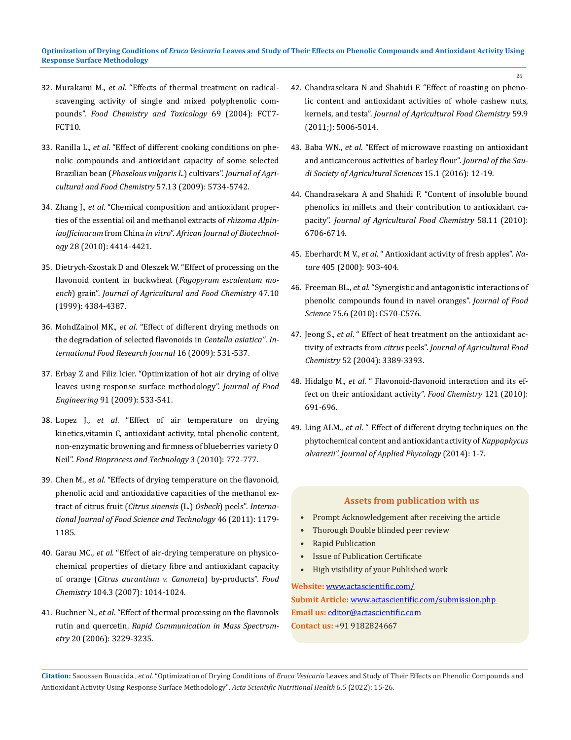32. Murakami M., *et al*. "Effects of thermal treatment on radical-scavenging activity of single and mixed polyphenolic compounds". *Food Chemistry and Toxicology* 69 (2004): FCT7-FCT10.

33. Ranilla L., *et al*. "Effect of different cooking conditions on phenolic compounds and antioxidant capacity of some selected Brazilian bean (*Phaselous vulgaris L.*) cultivars". *Journal of Agricultural and Food Chemistry* 57.13 (2009): 5734-5742.

34. Zhang J., *et al*. "Chemical composition and antioxidant properties of the essential oil and methanol extracts of *rhizoma Alpiniaofficinarum* from China *in vitro*". *African Journal of Biotechnology* 28 (2010): 4414-4421.

35. Dietrych-Szostak D and Oleszek W. "Effect of processing on the flavonoid content in buckwheat (*Fagopyrum esculentum moench*) grain". *Journal of Agricultural and Food Chemistry* 47.10 (1999): 4384-4387.

36. MohdZainol MK., *et al*. "Effect of different drying methods on the degradation of selected flavonoids in *Centella asiatica*". *International Food Research Journal* 16 (2009): 531-537.

37. Erbay Z and Filiz Icier. "Optimization of hot air drying of olive leaves using response surface methodology". *Journal of Food Engineering* 91 (2009): 533-541.

38. Lopez J., *et al*. "Effect of air temperature on drying kinetics,vitamin C, antioxidant activity, total phenolic content, non-enzymatic browning and firmness of blueberries variety O Neil". *Food Bioprocess and Technology* 3 (2010): 772-777.

39. Chen M., *et al*. "Effects of drying temperature on the flavonoid, phenolic acid and antioxidative capacities of the methanol extract of citrus fruit (*Citrus sinensis* (L.) *Osbeck*) peels". *International Journal of Food Science and Technology* 46 (2011): 1179-1185.

40. Garau MC., *et al*. "Effect of air-drying temperature on physico-chemical properties of dietary fibre and antioxidant capacity of orange (*Citrus aurantium v. Canoneta*) by-products". *Food Chemistry* 104.3 (2007): 1014-1024.

41. Buchner N., *et al*. "Effect of thermal processing on the flavonols rutin and quercetin. *Rapid Communication in Mass Spectrometry* 20 (2006): 3229-3235.

42. Chandrasekara N and Shahidi F. "Effect of roasting on phenolic content and antioxidant activities of whole cashew nuts, kernels, and testa". *Journal of Agricultural Food Chemistry* 59.9 (2011;): 5006-5014.

43. Baba WN., *et al*. "Effect of microwave roasting on antioxidant and anticancerous activities of barley flour". *Journal of the Saudi Society of Agricultural Sciences* 15.1 (2016): 12-19.

44. Chandrasekara A and Shahidi F. "Content of insoluble bound phenolics in millets and their contribution to antioxidant capacity". *Journal of Agricultural Food Chemistry* 58.11 (2010): 6706-6714.

45. Eberhardt M V., *et al*. " Antioxidant activity of fresh apples". *Nature* 405 (2000): 903-404.

46. Freeman BL., *et al*. "Synergistic and antagonistic interactions of phenolic compounds found in navel oranges". *Journal of Food Science* 75.6 (2010): C570-C576.

47. Jeong S., *et al*. " Effect of heat treatment on the antioxidant activity of extracts from *citrus* peels". *Journal of Agricultural Food Chemistry* 52 (2004): 3389-3393.

48. Hidalgo M., *et al*. " Flavonoid-flavonoid interaction and its effect on their antioxidant activity". *Food Chemistry* 121 (2010): 691-696.

49. Ling ALM., *et al*. " Effect of different drying techniques on the phytochemical content and antioxidant activity of *Kappaphycus alvarezii". Journal of Applied Phycology* (2014): 1-7.

**Assets from publication with us**

- Prompt Acknowledgement after receiving the article
- Thorough Double blinded peer review
- Rapid Publication
- Issue of Publication Certificate
- High visibility of your Published work

**Website:** www.actascientific.com/
**Submit Article:** www.actascientific.com/submission.php
**Email us:** editor@actascientific.com
**Contact us:** +91 9182824667